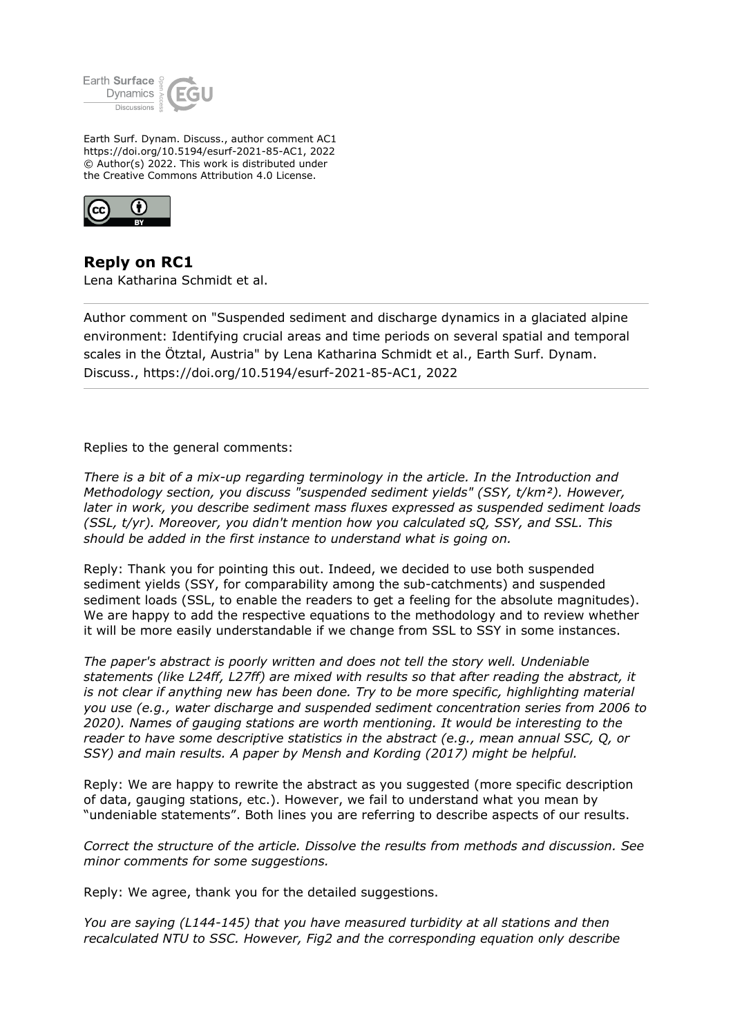Earth Surf. Dynam. Discuss., author comment AC1
https://doi.org/10.5194/esurf-2021-85-AC1, 2022
© Author(s) 2022. This work is distributed under
the Creative Commons Attribution 4.0 License.

## Reply on RC1

Lena Katharina Schmidt et al.

---

Author comment on "Suspended sediment and discharge dynamics in a glaciated alpine environment: Identifying crucial areas and time periods on several spatial and temporal scales in the Ötztal, Austria" by Lena Katharina Schmidt et al., Earth Surf. Dynam. Discuss., https://doi.org/10.5194/esurf-2021-85-AC1, 2022

---

Replies to the general comments:

*There is a bit of a mix-up regarding terminology in the article. In the Introduction and Methodology section, you discuss "suspended sediment yields" (SSY, t/km²). However, later in work, you describe sediment mass fluxes expressed as suspended sediment loads (SSL, t/yr). Moreover, you didn't mention how you calculated sQ, SSY, and SSL. This should be added in the first instance to understand what is going on.*

Reply: Thank you for pointing this out. Indeed, we decided to use both suspended sediment yields (SSY, for comparability among the sub-catchments) and suspended sediment loads (SSL, to enable the readers to get a feeling for the absolute magnitudes). We are happy to add the respective equations to the methodology and to review whether it will be more easily understandable if we change from SSL to SSY in some instances.

*The paper's abstract is poorly written and does not tell the story well. Undeniable statements (like L24ff, L27ff) are mixed with results so that after reading the abstract, it is not clear if anything new has been done. Try to be more specific, highlighting material you use (e.g., water discharge and suspended sediment concentration series from 2006 to 2020). Names of gauging stations are worth mentioning. It would be interesting to the reader to have some descriptive statistics in the abstract (e.g., mean annual SSC, Q, or SSY) and main results. A paper by Mensh and Kording (2017) might be helpful.*

Reply: We are happy to rewrite the abstract as you suggested (more specific description of data, gauging stations, etc.). However, we fail to understand what you mean by "undeniable statements". Both lines you are referring to describe aspects of our results.

*Correct the structure of the article. Dissolve the results from methods and discussion. See minor comments for some suggestions.*

Reply: We agree, thank you for the detailed suggestions.

*You are saying (L144-145) that you have measured turbidity at all stations and then recalculated NTU to SSC. However, Fig2 and the corresponding equation only describe*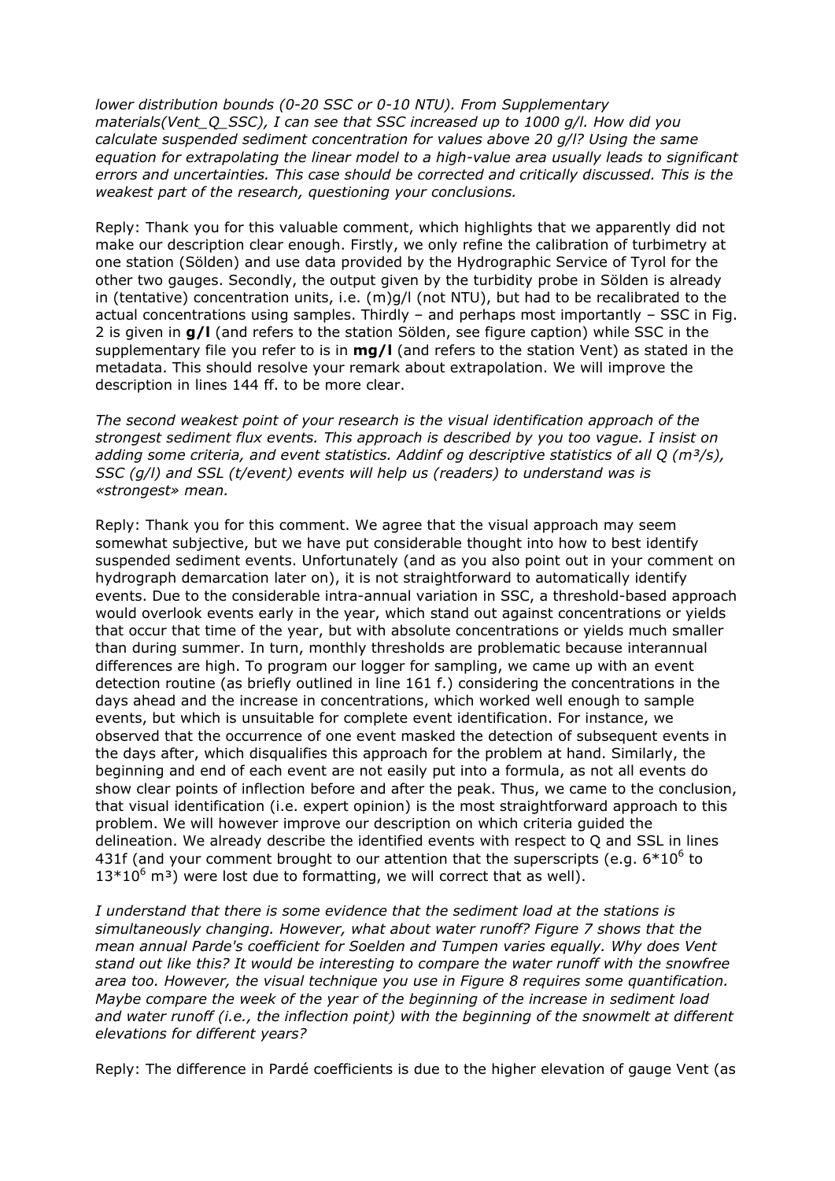*lower distribution bounds (0-20 SSC or 0-10 NTU). From Supplementary materials(Vent_Q_SSC), I can see that SSC increased up to 1000 g/l. How did you calculate suspended sediment concentration for values above 20 g/l? Using the same equation for extrapolating the linear model to a high-value area usually leads to significant errors and uncertainties. This case should be corrected and critically discussed. This is the weakest part of the research, questioning your conclusions.*

Reply: Thank you for this valuable comment, which highlights that we apparently did not make our description clear enough. Firstly, we only refine the calibration of turbimetry at one station (Sölden) and use data provided by the Hydrographic Service of Tyrol for the other two gauges. Secondly, the output given by the turbidity probe in Sölden is already in (tentative) concentration units, i.e. (m)g/l (not NTU), but had to be recalibrated to the actual concentrations using samples. Thirdly – and perhaps most importantly – SSC in Fig. 2 is given in **g/l** (and refers to the station Sölden, see figure caption) while SSC in the supplementary file you refer to is in **mg/l** (and refers to the station Vent) as stated in the metadata. This should resolve your remark about extrapolation. We will improve the description in lines 144 ff. to be more clear.

*The second weakest point of your research is the visual identification approach of the strongest sediment flux events. This approach is described by you too vague. I insist on adding some criteria, and event statistics. Addinf og descriptive statistics of all Q (m³/s), SSC (g/l) and SSL (t/event) events will help us (readers) to understand was is «strongest» mean.*

Reply: Thank you for this comment. We agree that the visual approach may seem somewhat subjective, but we have put considerable thought into how to best identify suspended sediment events. Unfortunately (and as you also point out in your comment on hydrograph demarcation later on), it is not straightforward to automatically identify events. Due to the considerable intra-annual variation in SSC, a threshold-based approach would overlook events early in the year, which stand out against concentrations or yields that occur that time of the year, but with absolute concentrations or yields much smaller than during summer. In turn, monthly thresholds are problematic because interannual differences are high. To program our logger for sampling, we came up with an event detection routine (as briefly outlined in line 161 f.) considering the concentrations in the days ahead and the increase in concentrations, which worked well enough to sample events, but which is unsuitable for complete event identification. For instance, we observed that the occurrence of one event masked the detection of subsequent events in the days after, which disqualifies this approach for the problem at hand. Similarly, the beginning and end of each event are not easily put into a formula, as not all events do show clear points of inflection before and after the peak. Thus, we came to the conclusion, that visual identification (i.e. expert opinion) is the most straightforward approach to this problem. We will however improve our description on which criteria guided the delineation. We already describe the identified events with respect to Q and SSL in lines 431f (and your comment brought to our attention that the superscripts (e.g. $6*10^6$ to $13*10^6$ m³) were lost due to formatting, we will correct that as well).

*I understand that there is some evidence that the sediment load at the stations is simultaneously changing. However, what about water runoff? Figure 7 shows that the mean annual Parde's coefficient for Soelden and Tumpen varies equally. Why does Vent stand out like this? It would be interesting to compare the water runoff with the snowfree area too. However, the visual technique you use in Figure 8 requires some quantification. Maybe compare the week of the year of the beginning of the increase in sediment load and water runoff (i.e., the inflection point) with the beginning of the snowmelt at different elevations for different years?*

Reply: The difference in Pardé coefficients is due to the higher elevation of gauge Vent (as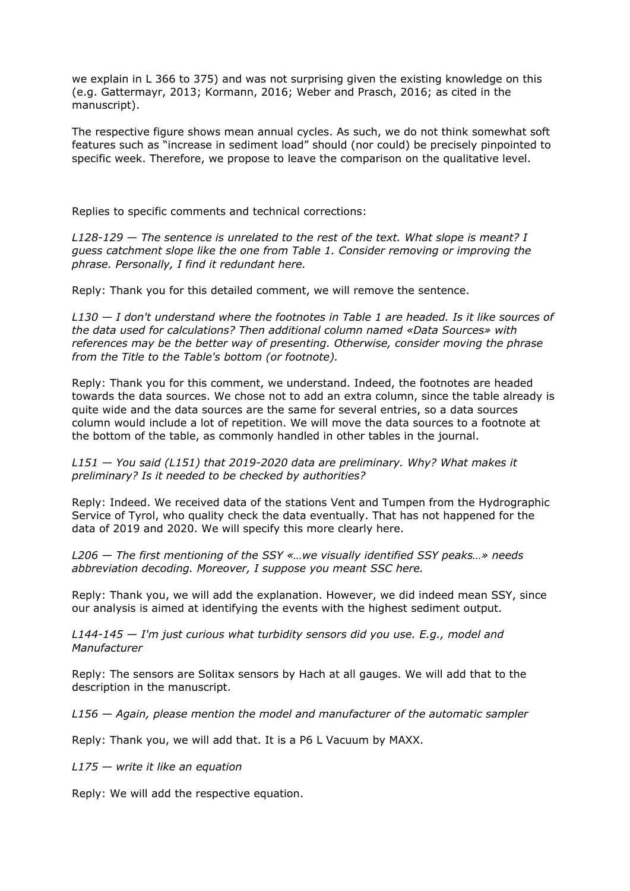we explain in L 366 to 375) and was not surprising given the existing knowledge on this (e.g. Gattermayr, 2013; Kormann, 2016; Weber and Prasch, 2016; as cited in the manuscript).

The respective figure shows mean annual cycles. As such, we do not think somewhat soft features such as "increase in sediment load" should (nor could) be precisely pinpointed to specific week. Therefore, we propose to leave the comparison on the qualitative level.

Replies to specific comments and technical corrections:

*L128-129 — The sentence is unrelated to the rest of the text. What slope is meant? I guess catchment slope like the one from Table 1. Consider removing or improving the phrase. Personally, I find it redundant here.*

Reply: Thank you for this detailed comment, we will remove the sentence.

*L130 — I don't understand where the footnotes in Table 1 are headed. Is it like sources of the data used for calculations? Then additional column named «Data Sources» with references may be the better way of presenting. Otherwise, consider moving the phrase from the Title to the Table's bottom (or footnote).*

Reply: Thank you for this comment, we understand. Indeed, the footnotes are headed towards the data sources. We chose not to add an extra column, since the table already is quite wide and the data sources are the same for several entries, so a data sources column would include a lot of repetition. We will move the data sources to a footnote at the bottom of the table, as commonly handled in other tables in the journal.

*L151 — You said (L151) that 2019-2020 data are preliminary. Why? What makes it preliminary? Is it needed to be checked by authorities?*

Reply: Indeed. We received data of the stations Vent and Tumpen from the Hydrographic Service of Tyrol, who quality check the data eventually. That has not happened for the data of 2019 and 2020. We will specify this more clearly here.

*L206 — The first mentioning of the SSY «…we visually identified SSY peaks…» needs abbreviation decoding. Moreover, I suppose you meant SSC here.*

Reply: Thank you, we will add the explanation. However, we did indeed mean SSY, since our analysis is aimed at identifying the events with the highest sediment output.

*L144-145 — I'm just curious what turbidity sensors did you use. E.g., model and Manufacturer*

Reply: The sensors are Solitax sensors by Hach at all gauges. We will add that to the description in the manuscript.

*L156 — Again, please mention the model and manufacturer of the automatic sampler*

Reply: Thank you, we will add that. It is a P6 L Vacuum by MAXX.

*L175 — write it like an equation*

Reply: We will add the respective equation.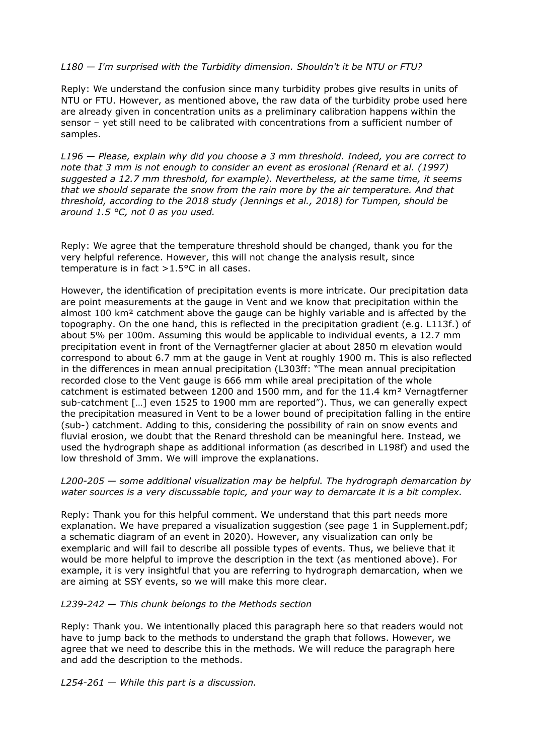*L180 — I'm surprised with the Turbidity dimension. Shouldn't it be NTU or FTU?*

Reply: We understand the confusion since many turbidity probes give results in units of NTU or FTU. However, as mentioned above, the raw data of the turbidity probe used here are already given in concentration units as a preliminary calibration happens within the sensor – yet still need to be calibrated with concentrations from a sufficient number of samples.

*L196 — Please, explain why did you choose a 3 mm threshold. Indeed, you are correct to note that 3 mm is not enough to consider an event as erosional (Renard et al. (1997) suggested a 12.7 mm threshold, for example). Nevertheless, at the same time, it seems that we should separate the snow from the rain more by the air temperature. And that threshold, according to the 2018 study (Jennings et al., 2018) for Tumpen, should be around 1.5 °C, not 0 as you used.*

Reply: We agree that the temperature threshold should be changed, thank you for the very helpful reference. However, this will not change the analysis result, since temperature is in fact >1.5°C in all cases.

However, the identification of precipitation events is more intricate. Our precipitation data are point measurements at the gauge in Vent and we know that precipitation within the almost 100 km² catchment above the gauge can be highly variable and is affected by the topography. On the one hand, this is reflected in the precipitation gradient (e.g. L113f.) of about 5% per 100m. Assuming this would be applicable to individual events, a 12.7 mm precipitation event in front of the Vernagtferner glacier at about 2850 m elevation would correspond to about 6.7 mm at the gauge in Vent at roughly 1900 m. This is also reflected in the differences in mean annual precipitation (L303ff: "The mean annual precipitation recorded close to the Vent gauge is 666 mm while areal precipitation of the whole catchment is estimated between 1200 and 1500 mm, and for the 11.4 km² Vernagtferner sub-catchment […] even 1525 to 1900 mm are reported"). Thus, we can generally expect the precipitation measured in Vent to be a lower bound of precipitation falling in the entire (sub-) catchment. Adding to this, considering the possibility of rain on snow events and fluvial erosion, we doubt that the Renard threshold can be meaningful here. Instead, we used the hydrograph shape as additional information (as described in L198f) and used the low threshold of 3mm. We will improve the explanations.

*L200-205 — some additional visualization may be helpful. The hydrograph demarcation by water sources is a very discussable topic, and your way to demarcate it is a bit complex.*

Reply: Thank you for this helpful comment. We understand that this part needs more explanation. We have prepared a visualization suggestion (see page 1 in Supplement.pdf; a schematic diagram of an event in 2020). However, any visualization can only be exemplaric and will fail to describe all possible types of events. Thus, we believe that it would be more helpful to improve the description in the text (as mentioned above). For example, it is very insightful that you are referring to hydrograph demarcation, when we are aiming at SSY events, so we will make this more clear.

*L239-242 — This chunk belongs to the Methods section*

Reply: Thank you. We intentionally placed this paragraph here so that readers would not have to jump back to the methods to understand the graph that follows. However, we agree that we need to describe this in the methods. We will reduce the paragraph here and add the description to the methods.

*L254-261 — While this part is a discussion.*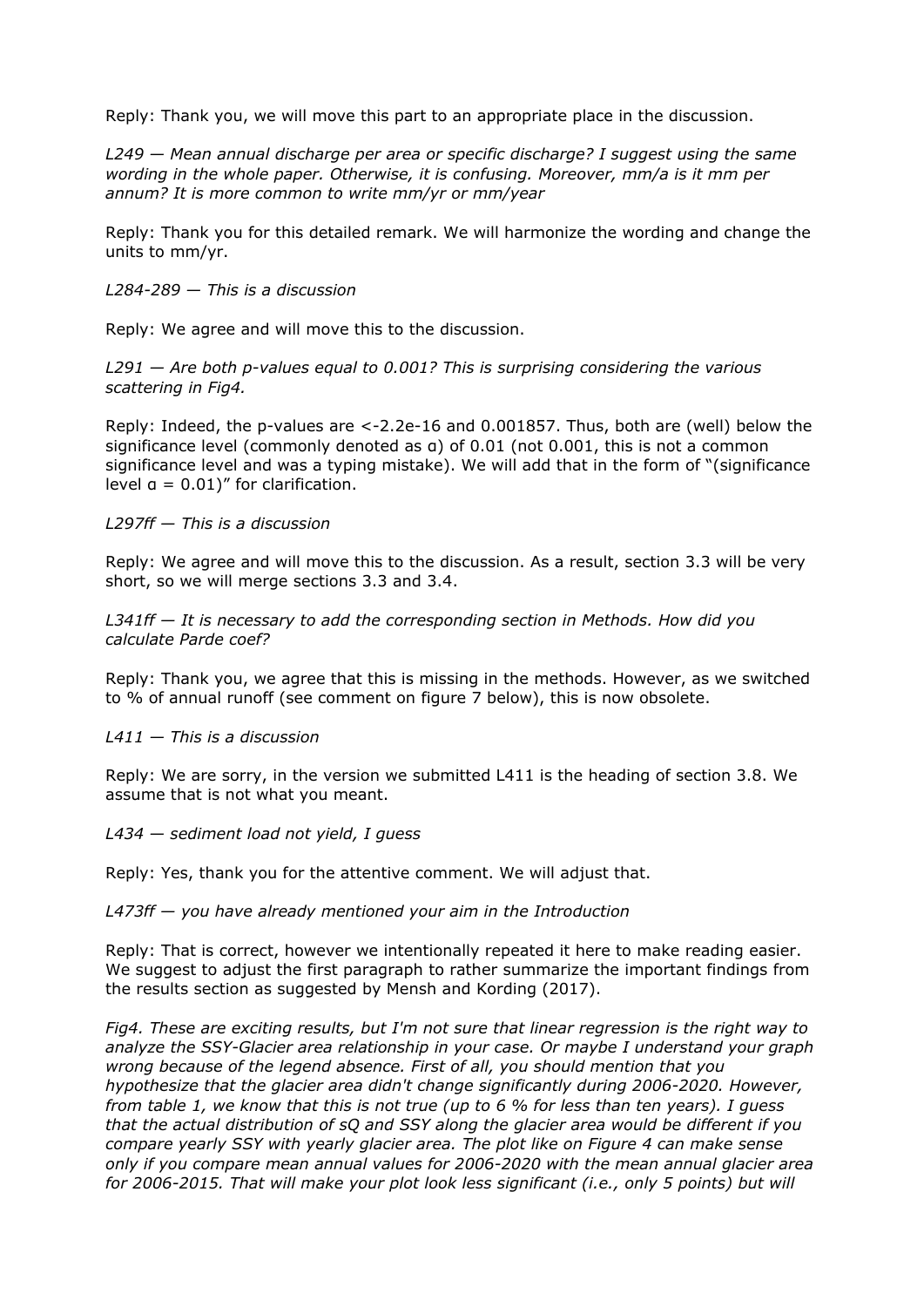Reply: Thank you, we will move this part to an appropriate place in the discussion.

*L249 — Mean annual discharge per area or specific discharge? I suggest using the same wording in the whole paper. Otherwise, it is confusing. Moreover, mm/a is it mm per annum? It is more common to write mm/yr or mm/year*

Reply: Thank you for this detailed remark. We will harmonize the wording and change the units to mm/yr.

*L284-289 — This is a discussion*

Reply: We agree and will move this to the discussion.

*L291 — Are both p-values equal to 0.001? This is surprising considering the various scattering in Fig4.*

Reply: Indeed, the p-values are <-2.2e-16 and 0.001857. Thus, both are (well) below the significance level (commonly denoted as α) of 0.01 (not 0.001, this is not a common significance level and was a typing mistake). We will add that in the form of "(significance level α = 0.01)" for clarification.

*L297ff — This is a discussion*

Reply: We agree and will move this to the discussion. As a result, section 3.3 will be very short, so we will merge sections 3.3 and 3.4.

*L341ff — It is necessary to add the corresponding section in Methods. How did you calculate Parde coef?*

Reply: Thank you, we agree that this is missing in the methods. However, as we switched to % of annual runoff (see comment on figure 7 below), this is now obsolete.

*L411 — This is a discussion*

Reply: We are sorry, in the version we submitted L411 is the heading of section 3.8. We assume that is not what you meant.

*L434 — sediment load not yield, I guess*

Reply: Yes, thank you for the attentive comment. We will adjust that.

*L473ff — you have already mentioned your aim in the Introduction*

Reply: That is correct, however we intentionally repeated it here to make reading easier. We suggest to adjust the first paragraph to rather summarize the important findings from the results section as suggested by Mensh and Kording (2017).

*Fig4. These are exciting results, but I'm not sure that linear regression is the right way to analyze the SSY-Glacier area relationship in your case. Or maybe I understand your graph wrong because of the legend absence. First of all, you should mention that you hypothesize that the glacier area didn't change significantly during 2006-2020. However, from table 1, we know that this is not true (up to 6 % for less than ten years). I guess that the actual distribution of sQ and SSY along the glacier area would be different if you compare yearly SSY with yearly glacier area. The plot like on Figure 4 can make sense only if you compare mean annual values for 2006-2020 with the mean annual glacier area for 2006-2015. That will make your plot look less significant (i.e., only 5 points) but will*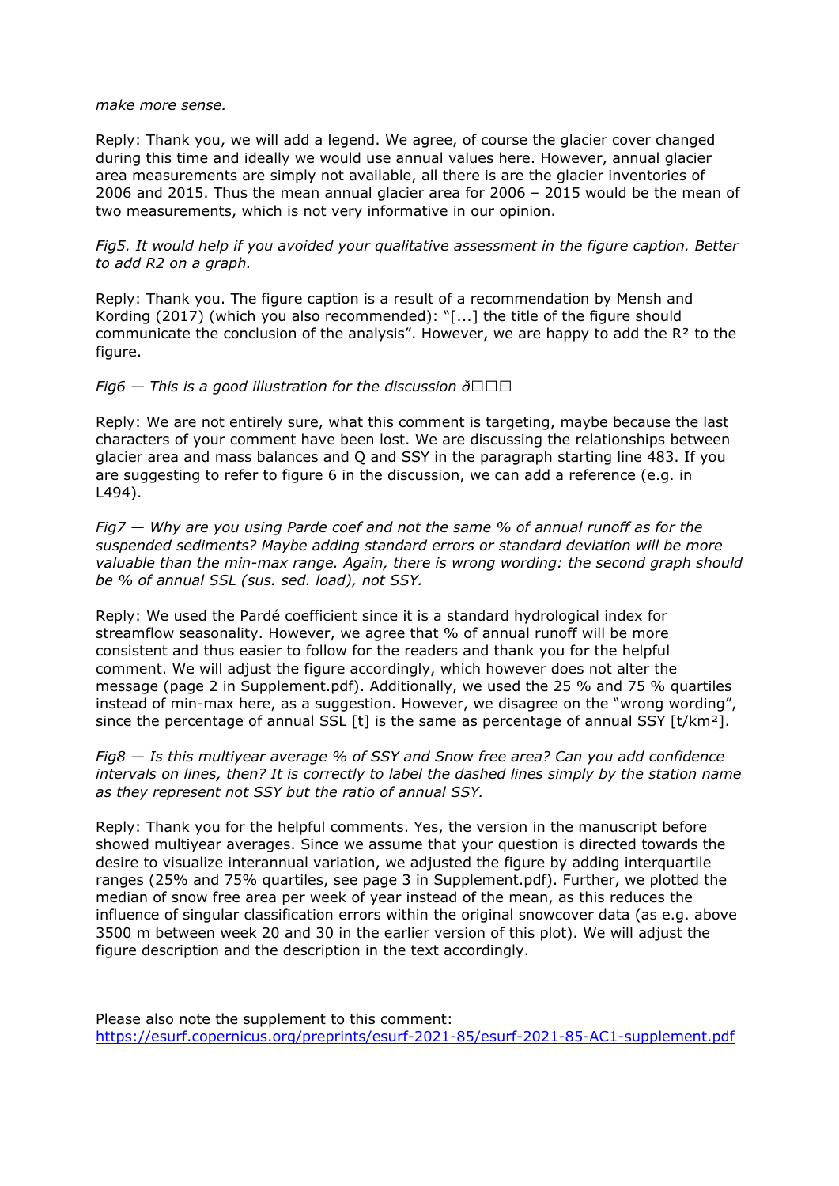*make more sense.*

Reply: Thank you, we will add a legend. We agree, of course the glacier cover changed during this time and ideally we would use annual values here. However, annual glacier area measurements are simply not available, all there is are the glacier inventories of 2006 and 2015. Thus the mean annual glacier area for 2006 – 2015 would be the mean of two measurements, which is not very informative in our opinion.

*Fig5. It would help if you avoided your qualitative assessment in the figure caption. Better to add R2 on a graph.*

Reply: Thank you. The figure caption is a result of a recommendation by Mensh and Kording (2017) (which you also recommended): "[...] the title of the figure should communicate the conclusion of the analysis". However, we are happy to add the $R^2$ to the figure.

*Fig6 — This is a good illustration for the discussion ð□□□*

Reply: We are not entirely sure, what this comment is targeting, maybe because the last characters of your comment have been lost. We are discussing the relationships between glacier area and mass balances and Q and SSY in the paragraph starting line 483. If you are suggesting to refer to figure 6 in the discussion, we can add a reference (e.g. in L494).

*Fig7 — Why are you using Parde coef and not the same % of annual runoff as for the suspended sediments? Maybe adding standard errors or standard deviation will be more valuable than the min-max range. Again, there is wrong wording: the second graph should be % of annual SSL (sus. sed. load), not SSY.*

Reply: We used the Pardé coefficient since it is a standard hydrological index for streamflow seasonality. However, we agree that % of annual runoff will be more consistent and thus easier to follow for the readers and thank you for the helpful comment. We will adjust the figure accordingly, which however does not alter the message (page 2 in Supplement.pdf). Additionally, we used the 25 % and 75 % quartiles instead of min-max here, as a suggestion. However, we disagree on the "wrong wording", since the percentage of annual SSL [t] is the same as percentage of annual SSY [t/km²].

*Fig8 — Is this multiyear average % of SSY and Snow free area? Can you add confidence intervals on lines, then? It is correctly to label the dashed lines simply by the station name as they represent not SSY but the ratio of annual SSY.*

Reply: Thank you for the helpful comments. Yes, the version in the manuscript before showed multiyear averages. Since we assume that your question is directed towards the desire to visualize interannual variation, we adjusted the figure by adding interquartile ranges (25% and 75% quartiles, see page 3 in Supplement.pdf). Further, we plotted the median of snow free area per week of year instead of the mean, as this reduces the influence of singular classification errors within the original snowcover data (as e.g. above 3500 m between week 20 and 30 in the earlier version of this plot). We will adjust the figure description and the description in the text accordingly.

Please also note the supplement to this comment:
https://esurf.copernicus.org/preprints/esurf-2021-85/esurf-2021-85-AC1-supplement.pdf